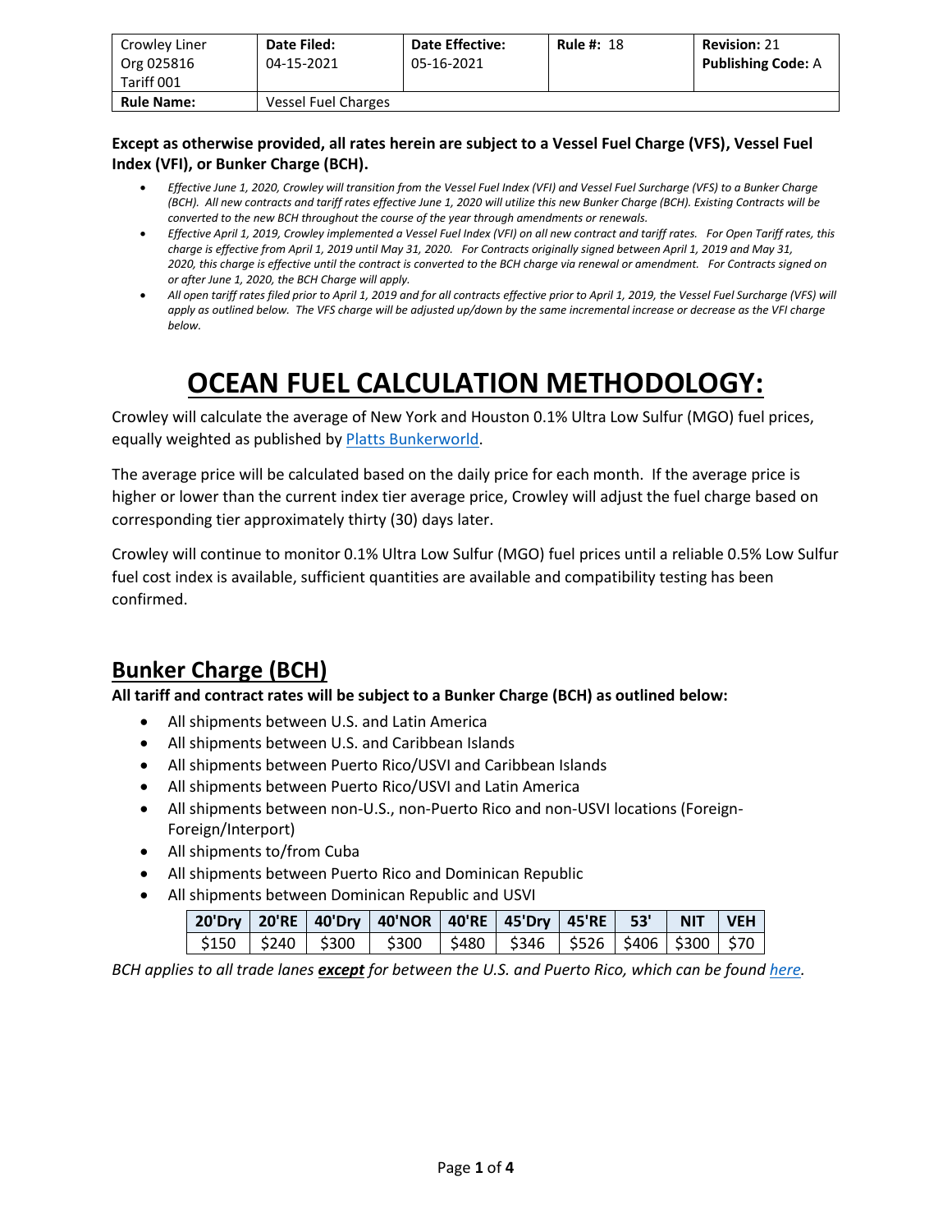| Crowley Liner Org 025816 Tariff 001 | **Date Filed:** 04-15-2021 | **Date Effective:** 05-16-2021 | **Rule #:** 18 | **Revision:** 21 **Publishing Code:** A |
|---|---|---|---|---|
| **Rule Name:** | Vessel Fuel Charges | | | |

**Except as otherwise provided, all rates herein are subject to a Vessel Fuel Charge (VFS), Vessel Fuel Index (VFI), or Bunker Charge (BCH).**

- *Effective June 1, 2020, Crowley will transition from the Vessel Fuel Index (VFI) and Vessel Fuel Surcharge (VFS) to a Bunker Charge (BCH). All new contracts and tariff rates effective June 1, 2020 will utilize this new Bunker Charge (BCH). Existing Contracts will be converted to the new BCH throughout the course of the year through amendments or renewals.*
- *Effective April 1, 2019, Crowley implemented a Vessel Fuel Index (VFI) on all new contract and tariff rates. For Open Tariff rates, this charge is effective from April 1, 2019 until May 31, 2020. For Contracts originally signed between April 1, 2019 and May 31, 2020, this charge is effective until the contract is converted to the BCH charge via renewal or amendment. For Contracts signed on or after June 1, 2020, the BCH Charge will apply.*
- *All open tariff rates filed prior to April 1, 2019 and for all contracts effective prior to April 1, 2019, the Vessel Fuel Surcharge (VFS) will apply as outlined below. The VFS charge will be adjusted up/down by the same incremental increase or decrease as the VFI charge below.*

# OCEAN FUEL CALCULATION METHODOLOGY:

Crowley will calculate the average of New York and Houston 0.1% Ultra Low Sulfur (MGO) fuel prices, equally weighted as published by Platts Bunkerworld.

The average price will be calculated based on the daily price for each month. If the average price is higher or lower than the current index tier average price, Crowley will adjust the fuel charge based on corresponding tier approximately thirty (30) days later.

Crowley will continue to monitor 0.1% Ultra Low Sulfur (MGO) fuel prices until a reliable 0.5% Low Sulfur fuel cost index is available, sufficient quantities are available and compatibility testing has been confirmed.

## Bunker Charge (BCH)

**All tariff and contract rates will be subject to a Bunker Charge (BCH) as outlined below:**

- All shipments between U.S. and Latin America
- All shipments between U.S. and Caribbean Islands
- All shipments between Puerto Rico/USVI and Caribbean Islands
- All shipments between Puerto Rico/USVI and Latin America
- All shipments between non-U.S., non-Puerto Rico and non-USVI locations (Foreign-Foreign/Interport)
- All shipments to/from Cuba
- All shipments between Puerto Rico and Dominican Republic
- All shipments between Dominican Republic and USVI

| 20'Dry | 20'RE | 40'Dry | 40'NOR | 40'RE | 45'Dry | 45'RE | 53' | NIT | VEH |
|---|---|---|---|---|---|---|---|---|---|
| $150 | $240 | $300 | $300 | $480 | $346 | $526 | $406 | $300 | $70 |

*BCH applies to all trade lanes* ***except*** *for between the U.S. and Puerto Rico, which can be found here.*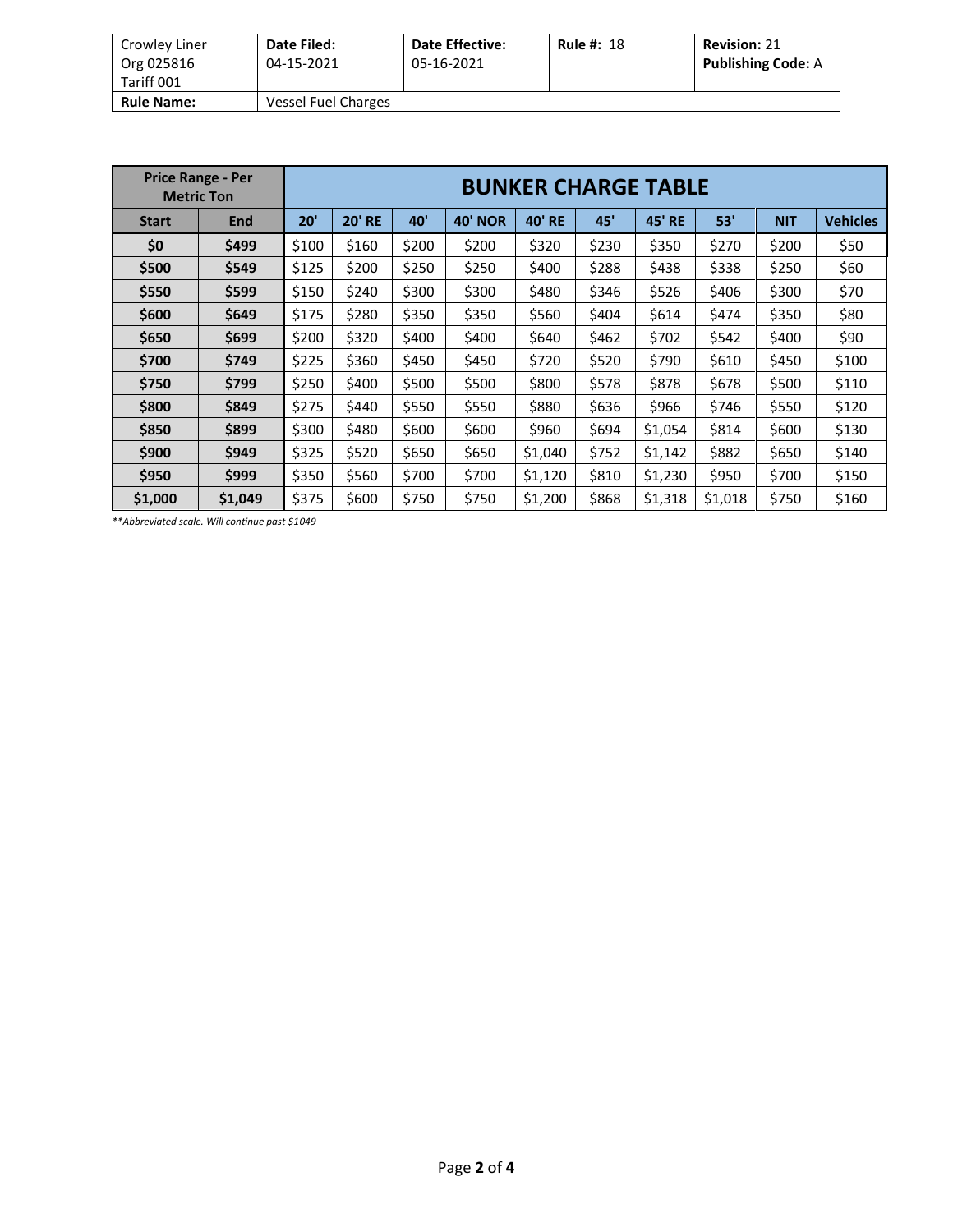| Crowley Liner Org 025816 Tariff 001 | **Date Filed:** 04-15-2021 | **Date Effective:** 05-16-2021 | **Rule #:** 18 | **Revision:** 21 **Publishing Code:** A |
|---|---|---|---|---|
| **Rule Name:** | Vessel Fuel Charges | | | |

| **Price Range - Per Metric Ton** | | **BUNKER CHARGE TABLE** | | | | | | | | | |
|---|---|---|---|---|---|---|---|---|---|---|---|
| **Start** | **End** | **20'** | **20' RE** | **40'** | **40' NOR** | **40' RE** | **45'** | **45' RE** | **53'** | **NIT** | **Vehicles** |
| **$0** | **$499** | $100 | $160 | $200 | $200 | $320 | $230 | $350 | $270 | $200 | $50 |
| **$500** | **$549** | $125 | $200 | $250 | $250 | $400 | $288 | $438 | $338 | $250 | $60 |
| **$550** | **$599** | $150 | $240 | $300 | $300 | $480 | $346 | $526 | $406 | $300 | $70 |
| **$600** | **$649** | $175 | $280 | $350 | $350 | $560 | $404 | $614 | $474 | $350 | $80 |
| **$650** | **$699** | $200 | $320 | $400 | $400 | $640 | $462 | $702 | $542 | $400 | $90 |
| **$700** | **$749** | $225 | $360 | $450 | $450 | $720 | $520 | $790 | $610 | $450 | $100 |
| **$750** | **$799** | $250 | $400 | $500 | $500 | $800 | $578 | $878 | $678 | $500 | $110 |
| **$800** | **$849** | $275 | $440 | $550 | $550 | $880 | $636 | $966 | $746 | $550 | $120 |
| **$850** | **$899** | $300 | $480 | $600 | $600 | $960 | $694 | $1,054 | $814 | $600 | $130 |
| **$900** | **$949** | $325 | $520 | $650 | $650 | $1,040 | $752 | $1,142 | $882 | $650 | $140 |
| **$950** | **$999** | $350 | $560 | $700 | $700 | $1,120 | $810 | $1,230 | $950 | $700 | $150 |
| **$1,000** | **$1,049** | $375 | $600 | $750 | $750 | $1,200 | $868 | $1,318 | $1,018 | $750 | $160 |

*\*\*Abbreviated scale. Will continue past $1049*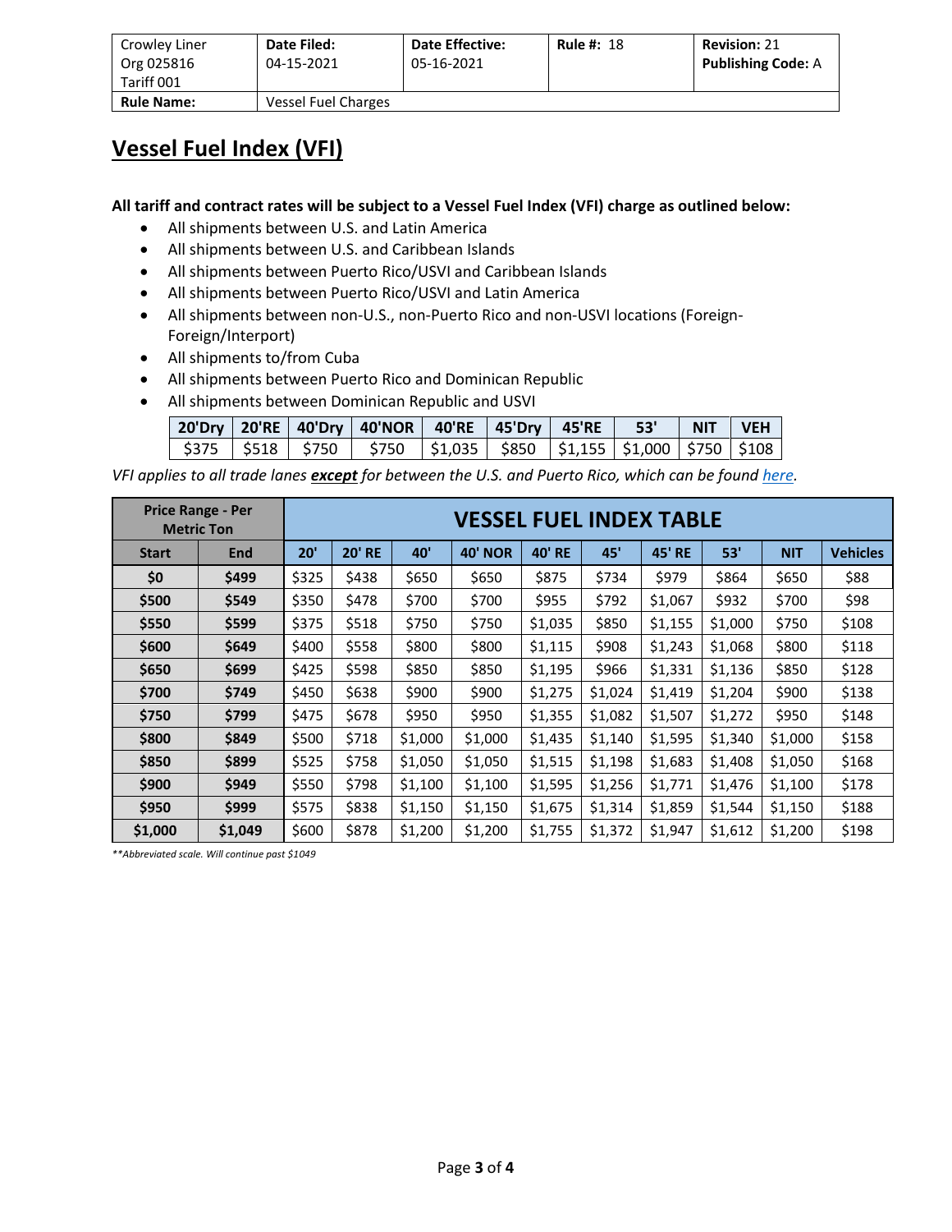| Crowley Liner Org 025816 Tariff 001 | **Date Filed:** 04-15-2021 | **Date Effective:** 05-16-2021 | **Rule #:** 18 | **Revision:** 21 **Publishing Code:** A |
|---|---|---|---|---|
| **Rule Name:** | Vessel Fuel Charges | | | |

# Vessel Fuel Index (VFI)

**All tariff and contract rates will be subject to a Vessel Fuel Index (VFI) charge as outlined below:**

- All shipments between U.S. and Latin America
- All shipments between U.S. and Caribbean Islands
- All shipments between Puerto Rico/USVI and Caribbean Islands
- All shipments between Puerto Rico/USVI and Latin America
- All shipments between non-U.S., non-Puerto Rico and non-USVI locations (Foreign-Foreign/Interport)
- All shipments to/from Cuba
- All shipments between Puerto Rico and Dominican Republic
- All shipments between Dominican Republic and USVI

| 20'Dry | 20'RE | 40'Dry | 40'NOR | 40'RE | 45'Dry | 45'RE | 53' | NIT | VEH |
|---|---|---|---|---|---|---|---|---|---|
| $375 | $518 | $750 | $750 | $1,035 | $850 | $1,155 | $1,000 | $750 | $108 |

*VFI applies to all trade lanes* ***<u>except</u>*** *for between the U.S. and Puerto Rico, which can be found [here](here).*

| Price Range - Per Metric Ton | | VESSEL FUEL INDEX TABLE | | | | | | | | | |
|---|---|---|---|---|---|---|---|---|---|---|---|
| **Start** | **End** | **20'** | **20' RE** | **40'** | **40' NOR** | **40' RE** | **45'** | **45' RE** | **53'** | **NIT** | **Vehicles** |
| **$0** | **$499** | $325 | $438 | $650 | $650 | $875 | $734 | $979 | $864 | $650 | $88 |
| **$500** | **$549** | $350 | $478 | $700 | $700 | $955 | $792 | $1,067 | $932 | $700 | $98 |
| **$550** | **$599** | $375 | $518 | $750 | $750 | $1,035 | $850 | $1,155 | $1,000 | $750 | $108 |
| **$600** | **$649** | $400 | $558 | $800 | $800 | $1,115 | $908 | $1,243 | $1,068 | $800 | $118 |
| **$650** | **$699** | $425 | $598 | $850 | $850 | $1,195 | $966 | $1,331 | $1,136 | $850 | $128 |
| **$700** | **$749** | $450 | $638 | $900 | $900 | $1,275 | $1,024 | $1,419 | $1,204 | $900 | $138 |
| **$750** | **$799** | $475 | $678 | $950 | $950 | $1,355 | $1,082 | $1,507 | $1,272 | $950 | $148 |
| **$800** | **$849** | $500 | $718 | $1,000 | $1,000 | $1,435 | $1,140 | $1,595 | $1,340 | $1,000 | $158 |
| **$850** | **$899** | $525 | $758 | $1,050 | $1,050 | $1,515 | $1,198 | $1,683 | $1,408 | $1,050 | $168 |
| **$900** | **$949** | $550 | $798 | $1,100 | $1,100 | $1,595 | $1,256 | $1,771 | $1,476 | $1,100 | $178 |
| **$950** | **$999** | $575 | $838 | $1,150 | $1,150 | $1,675 | $1,314 | $1,859 | $1,544 | $1,150 | $188 |
| **$1,000** | **$1,049** | $600 | $878 | $1,200 | $1,200 | $1,755 | $1,372 | $1,947 | $1,612 | $1,200 | $198 |

*\*\*Abbreviated scale. Will continue past $1049*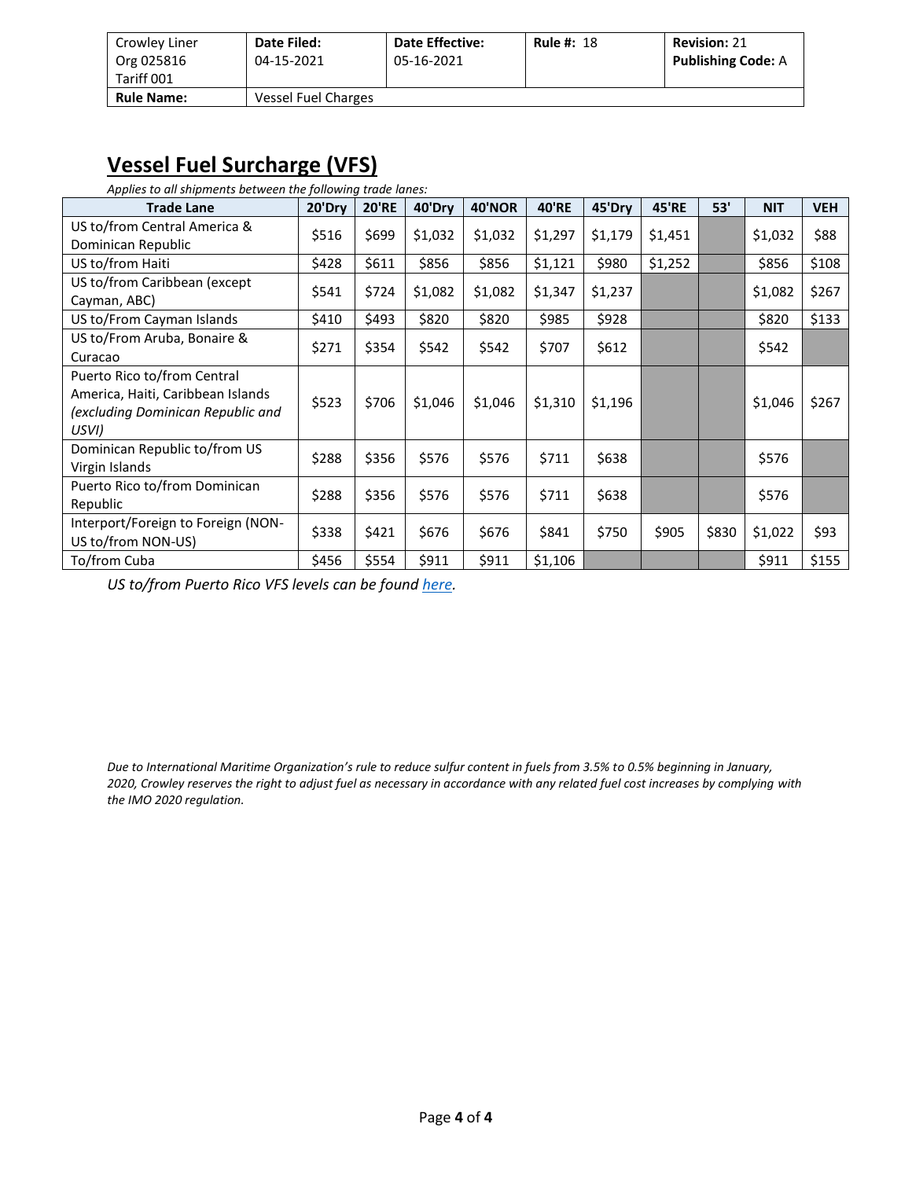| Crowley Liner Org 025816 Tariff 001 | **Date Filed:** 04-15-2021 | **Date Effective:** 05-16-2021 | **Rule #:** 18 | **Revision:** 21 **Publishing Code:** A |
|---|---|---|---|---|
| **Rule Name:** | Vessel Fuel Charges | | | |

## Vessel Fuel Surcharge (VFS)

*Applies to all shipments between the following trade lanes:*

| Trade Lane | 20'Dry | 20'RE | 40'Dry | 40'NOR | 40'RE | 45'Dry | 45'RE | 53' | NIT | VEH |
|---|---|---|---|---|---|---|---|---|---|---|
| US to/from Central America & Dominican Republic | $516 | $699 | $1,032 | $1,032 | $1,297 | $1,179 | $1,451 | | $1,032 | $88 |
| US to/from Haiti | $428 | $611 | $856 | $856 | $1,121 | $980 | $1,252 | | $856 | $108 |
| US to/from Caribbean (except Cayman, ABC) | $541 | $724 | $1,082 | $1,082 | $1,347 | $1,237 | | | $1,082 | $267 |
| US to/From Cayman Islands | $410 | $493 | $820 | $820 | $985 | $928 | | | $820 | $133 |
| US to/From Aruba, Bonaire & Curacao | $271 | $354 | $542 | $542 | $707 | $612 | | | $542 | |
| Puerto Rico to/from Central America, Haiti, Caribbean Islands *(excluding Dominican Republic and USVI)* | $523 | $706 | $1,046 | $1,046 | $1,310 | $1,196 | | | $1,046 | $267 |
| Dominican Republic to/from US Virgin Islands | $288 | $356 | $576 | $576 | $711 | $638 | | | $576 | |
| Puerto Rico to/from Dominican Republic | $288 | $356 | $576 | $576 | $711 | $638 | | | $576 | |
| Interport/Foreign to Foreign (NON-US to/from NON-US) | $338 | $421 | $676 | $676 | $841 | $750 | $905 | $830 | $1,022 | $93 |
| To/from Cuba | $456 | $554 | $911 | $911 | $1,106 | | | | $911 | $155 |

*US to/from Puerto Rico VFS levels can be found here.*

*Due to International Maritime Organization's rule to reduce sulfur content in fuels from 3.5% to 0.5% beginning in January, 2020, Crowley reserves the right to adjust fuel as necessary in accordance with any related fuel cost increases by complying with the IMO 2020 regulation.*